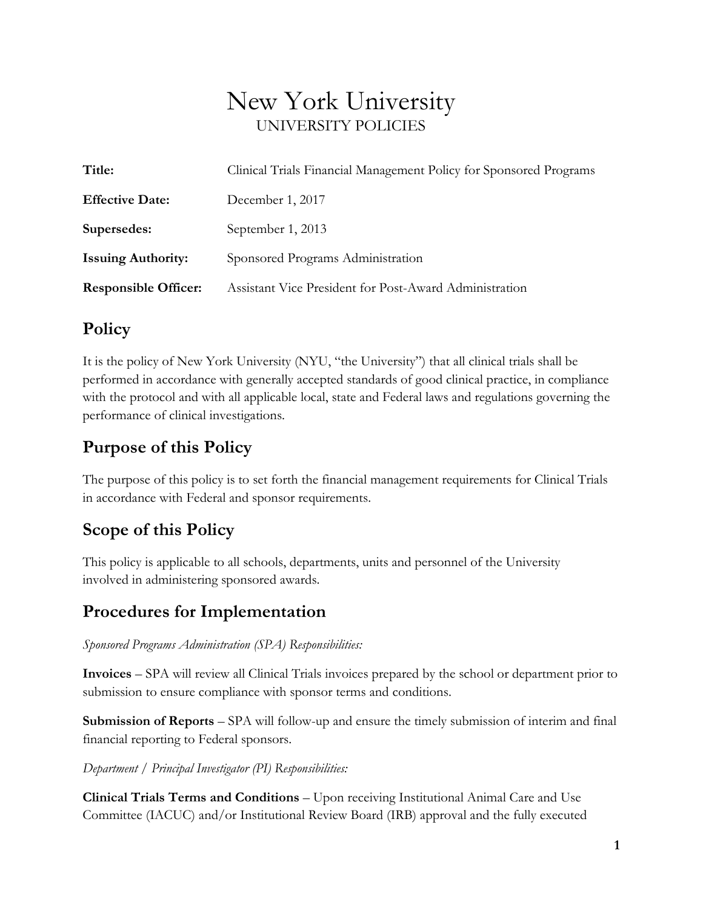# New York University

UNIVERSITY POLICIES

| | |
|---|---|
| **Title:** | Clinical Trials Financial Management Policy for Sponsored Programs |
| **Effective Date:** | December 1, 2017 |
| **Supersedes:** | September 1, 2013 |
| **Issuing Authority:** | Sponsored Programs Administration |
| **Responsible Officer:** | Assistant Vice President for Post-Award Administration |

## Policy

It is the policy of New York University (NYU, "the University") that all clinical trials shall be performed in accordance with generally accepted standards of good clinical practice, in compliance with the protocol and with all applicable local, state and Federal laws and regulations governing the performance of clinical investigations.

## Purpose of this Policy

The purpose of this policy is to set forth the financial management requirements for Clinical Trials in accordance with Federal and sponsor requirements.

## Scope of this Policy

This policy is applicable to all schools, departments, units and personnel of the University involved in administering sponsored awards.

## Procedures for Implementation

*Sponsored Programs Administration (SPA) Responsibilities:*

**Invoices** – SPA will review all Clinical Trials invoices prepared by the school or department prior to submission to ensure compliance with sponsor terms and conditions.

**Submission of Reports** – SPA will follow-up and ensure the timely submission of interim and final financial reporting to Federal sponsors.

*Department / Principal Investigator (PI) Responsibilities:*

**Clinical Trials Terms and Conditions** – Upon receiving Institutional Animal Care and Use Committee (IACUC) and/or Institutional Review Board (IRB) approval and the fully executed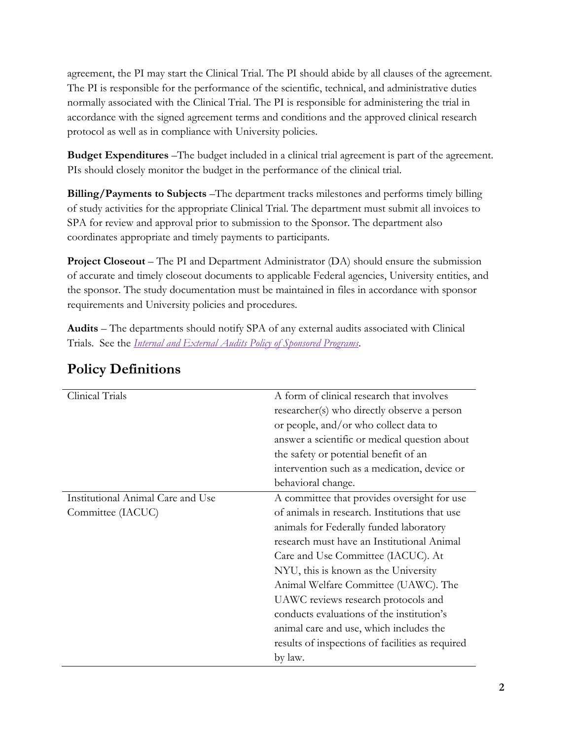agreement, the PI may start the Clinical Trial. The PI should abide by all clauses of the agreement. The PI is responsible for the performance of the scientific, technical, and administrative duties normally associated with the Clinical Trial. The PI is responsible for administering the trial in accordance with the signed agreement terms and conditions and the approved clinical research protocol as well as in compliance with University policies.

**Budget Expenditures** –The budget included in a clinical trial agreement is part of the agreement. PIs should closely monitor the budget in the performance of the clinical trial.

**Billing/Payments to Subjects** –The department tracks milestones and performs timely billing of study activities for the appropriate Clinical Trial. The department must submit all invoices to SPA for review and approval prior to submission to the Sponsor. The department also coordinates appropriate and timely payments to participants.

**Project Closeout** – The PI and Department Administrator (DA) should ensure the submission of accurate and timely closeout documents to applicable Federal agencies, University entities, and the sponsor. The study documentation must be maintained in files in accordance with sponsor requirements and University policies and procedures.

**Audits** – The departments should notify SPA of any external audits associated with Clinical Trials. See the *Internal and External Audits Policy of Sponsored Programs*.

## Policy Definitions

| | |
|---|---|
| Clinical Trials | A form of clinical research that involves researcher(s) who directly observe a person or people, and/or who collect data to answer a scientific or medical question about the safety or potential benefit of an intervention such as a medication, device or behavioral change. |
| Institutional Animal Care and Use Committee (IACUC) | A committee that provides oversight for use of animals in research. Institutions that use animals for Federally funded laboratory research must have an Institutional Animal Care and Use Committee (IACUC). At NYU, this is known as the University Animal Welfare Committee (UAWC). The UAWC reviews research protocols and conducts evaluations of the institution's animal care and use, which includes the results of inspections of facilities as required by law. |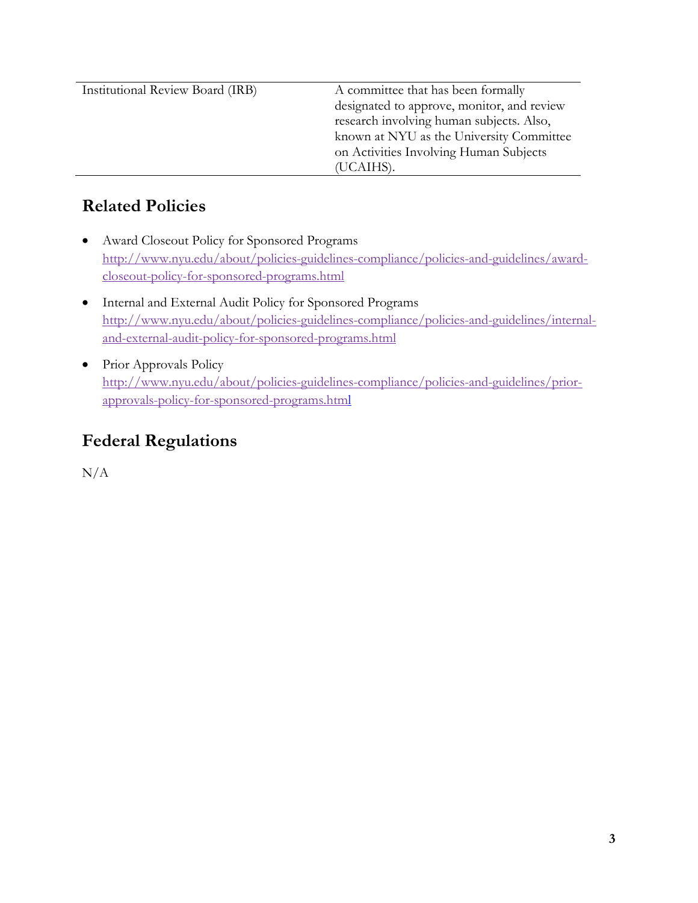| | |
|---|---|
| Institutional Review Board (IRB) | A committee that has been formally designated to approve, monitor, and review research involving human subjects. Also, known at NYU as the University Committee on Activities Involving Human Subjects (UCAIHS). |

## Related Policies

- Award Closeout Policy for Sponsored Programs
  http://www.nyu.edu/about/policies-guidelines-compliance/policies-and-guidelines/award-closeout-policy-for-sponsored-programs.html
- Internal and External Audit Policy for Sponsored Programs
  http://www.nyu.edu/about/policies-guidelines-compliance/policies-and-guidelines/internal-and-external-audit-policy-for-sponsored-programs.html
- Prior Approvals Policy
  http://www.nyu.edu/about/policies-guidelines-compliance/policies-and-guidelines/prior-approvals-policy-for-sponsored-programs.html

## Federal Regulations

N/A